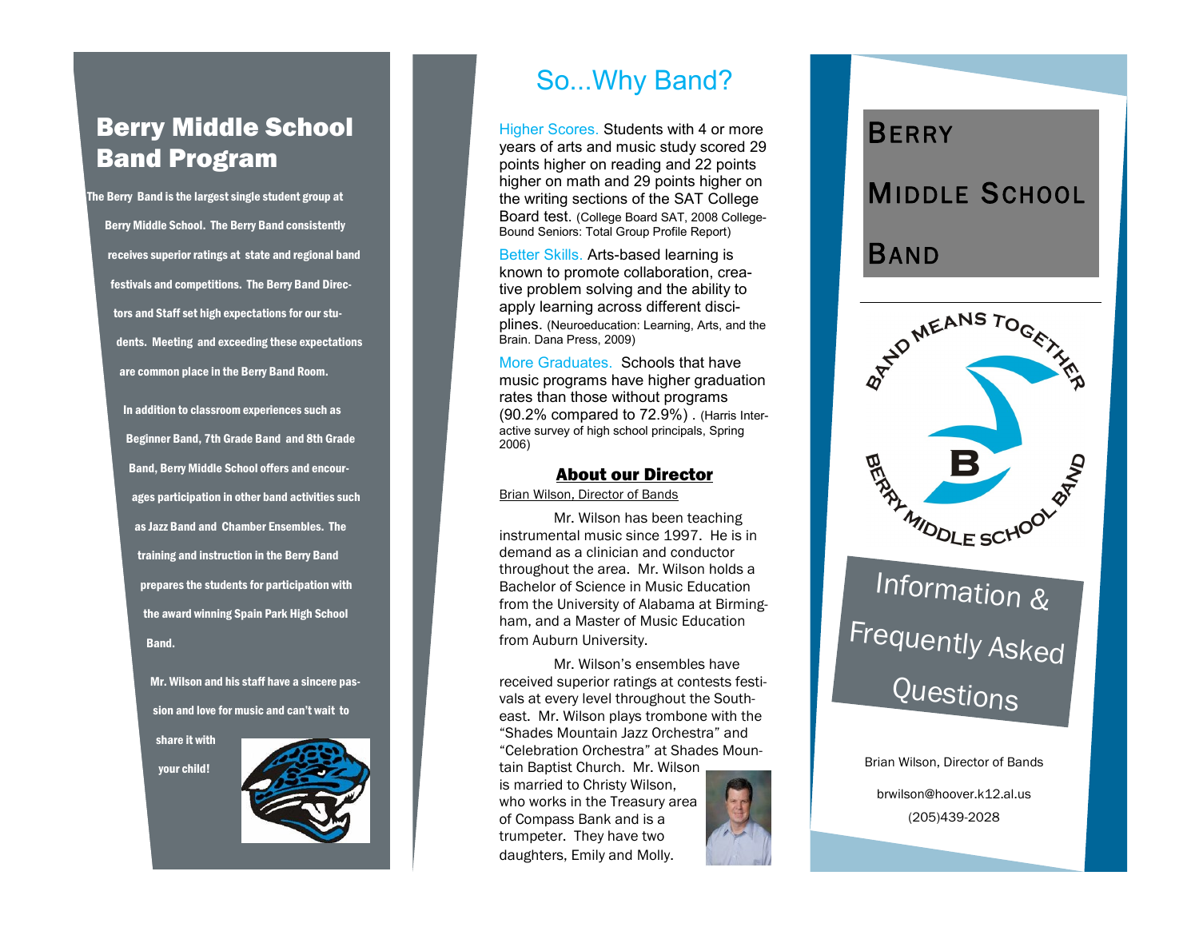# Berry Middle School Band Program

The Berry Band is the largest single student group at Berry Middle School. The Berry Band consistently receives superior ratings at state and regional band festivals and competitions. The Berry Band Directors and Staff set high expectations for our students. Meeting and exceeding these expectations are common place in the Berry Band Room.

In addition to classroom experiences such as Beginner Band, 7th Grade Band and 8th Grade Band, Berry Middle School offers and encourages participation in other band activities such as Jazz Band and Chamber Ensembles. The training and instruction in the Berry Band prepares the students for participation with the award winning Spain Park High School Band.

Mr. Wilson and his staff have a sincere passion and love for music and can't wait to share it with your child!

## So...Why Band?

**Higher Scores.** Students with 4 or more years of arts and music study scored 29 points higher on reading and 22 points higher on math and 29 points higher on the writing sections of the SAT College Board test. (College Board SAT, 2008 College-Bound Seniors: Total Group Profile Report)

**Better Skills.** Arts-based learning is known to promote collaboration, creative problem solving and the ability to apply learning across different disciplines. (Neuroeducation: Learning, Arts, and the Brain. Dana Press, 2009)

**More Graduates.** Schools that have music programs have higher graduation rates than those without programs (90.2% compared to 72.9%) . (Harris Interactive survey of high school principals, Spring 2006)

### About our Director

Brian Wilson, Director of Bands

Mr. Wilson has been teaching instrumental music since 1997. He is in demand as a clinician and conductor throughout the area. Mr. Wilson holds a Bachelor of Science in Music Education from the University of Alabama at Birmingham, and a Master of Music Education from Auburn University.

Mr. Wilson's ensembles have received superior ratings at contests festivals at every level throughout the Southeast. Mr. Wilson plays trombone with the "Shades Mountain Jazz Orchestra" and "Celebration Orchestra" at Shades Mountain Baptist Church. Mr. Wilson is married to Christy Wilson, who works in the Treasury area of Compass Bank and is a trumpeter. They have two daughters, Emily and Molly.

# Berry Middle School Band

BAND MEANS TOGETHER

BERRY MIDDLE SCHOOL BAND

## Information & Frequently Asked Questions

Brian Wilson, Director of Bands

brwilson@hoover.k12.al.us

(205)439-2028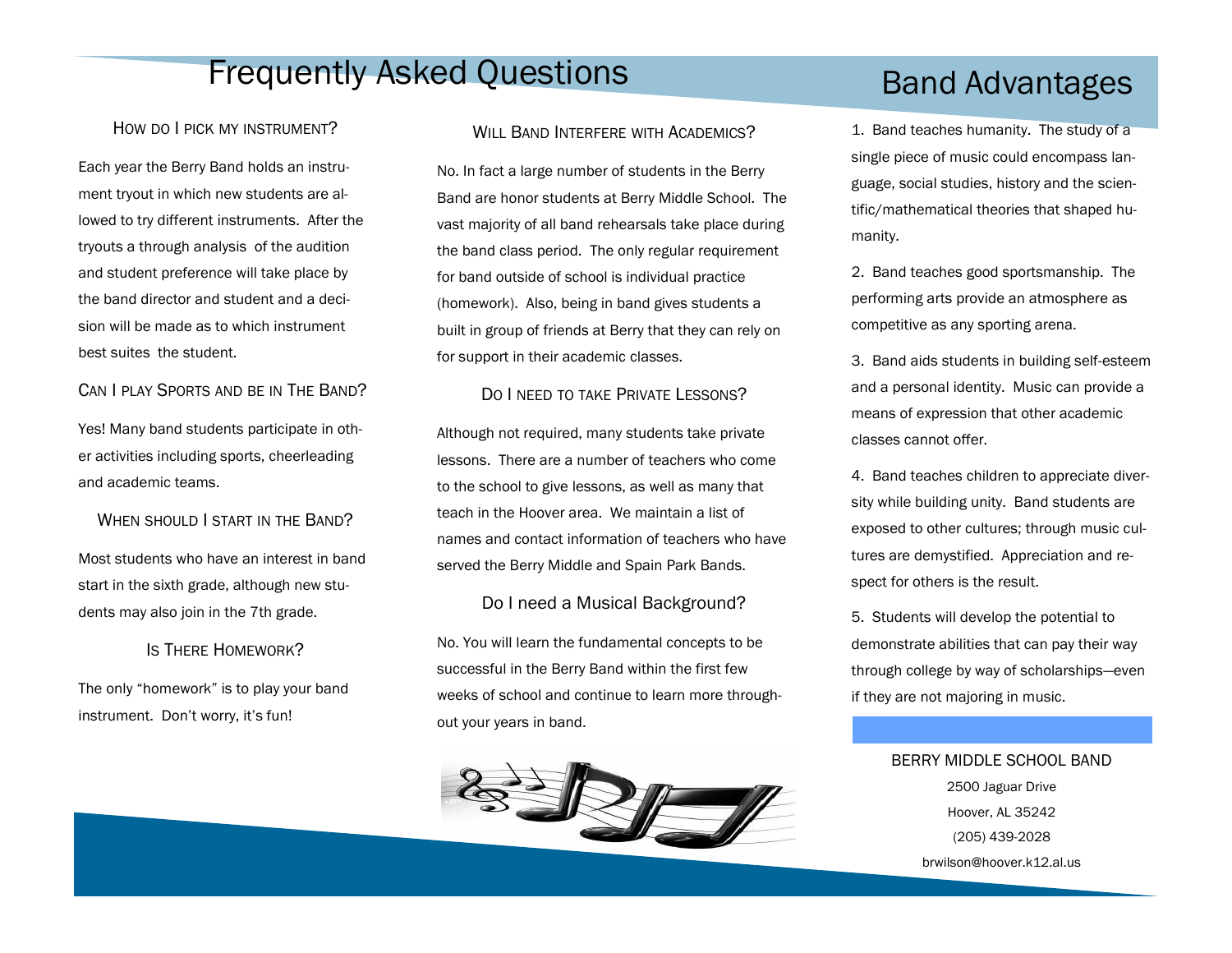# Frequently Asked Questions

### How do I pick my instrument?

Each year the Berry Band holds an instrument tryout in which new students are allowed to try different instruments. After the tryouts a through analysis of the audition and student preference will take place by the band director and student and a decision will be made as to which instrument best suites the student.

### Can I play Sports and be in The Band?

Yes! Many band students participate in other activities including sports, cheerleading and academic teams.

### When should I start in the Band?

Most students who have an interest in band start in the sixth grade, although new students may also join in the 7th grade.

### Is There Homework?

The only "homework" is to play your band instrument. Don't worry, it's fun!

### Will Band Interfere with Academics?

No. In fact a large number of students in the Berry Band are honor students at Berry Middle School. The vast majority of all band rehearsals take place during the band class period. The only regular requirement for band outside of school is individual practice (homework). Also, being in band gives students a built in group of friends at Berry that they can rely on for support in their academic classes.

### Do I need to take Private Lessons?

Although not required, many students take private lessons. There are a number of teachers who come to the school to give lessons, as well as many that teach in the Hoover area. We maintain a list of names and contact information of teachers who have served the Berry Middle and Spain Park Bands.

### Do I need a Musical Background?

No. You will learn the fundamental concepts to be successful in the Berry Band within the first few weeks of school and continue to learn more throughout your years in band.

# Band Advantages

1. Band teaches humanity. The study of a single piece of music could encompass language, social studies, history and the scientific/mathematical theories that shaped humanity.

2. Band teaches good sportsmanship. The performing arts provide an atmosphere as competitive as any sporting arena.

3. Band aids students in building self-esteem and a personal identity. Music can provide a means of expression that other academic classes cannot offer.

4. Band teaches children to appreciate diversity while building unity. Band students are exposed to other cultures; through music cultures are demystified. Appreciation and respect for others is the result.

5. Students will develop the potential to demonstrate abilities that can pay their way through college by way of scholarships—even if they are not majoring in music.

BERRY MIDDLE SCHOOL BAND

2500 Jaguar Drive

Hoover, AL 35242

(205) 439-2028

brwilson@hoover.k12.al.us